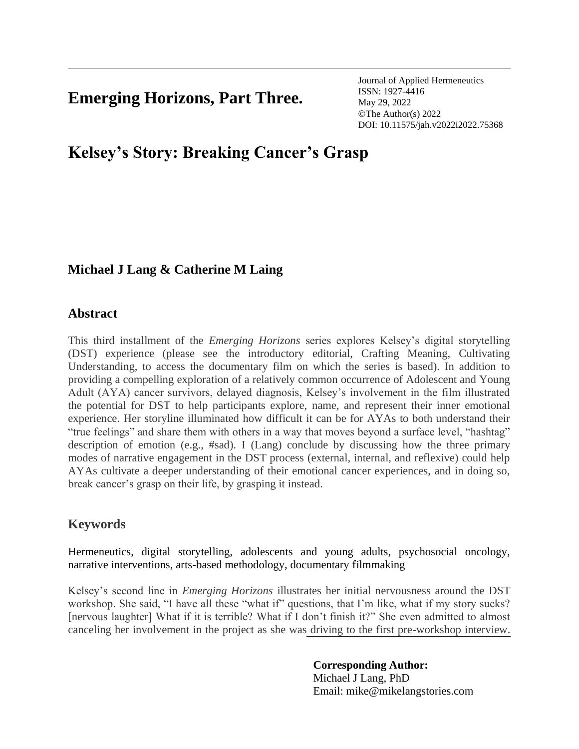# Emerging Horizons, Part Three.

Journal of Applied Hermeneutics
ISSN: 1927-4416
May 29, 2022
©The Author(s) 2022
DOI: 10.11575/jah.v2022i2022.75368

# Kelsey's Story: Breaking Cancer's Grasp

**Michael J Lang & Catherine M Laing**

## Abstract

This third installment of the *Emerging Horizons* series explores Kelsey's digital storytelling (DST) experience (please see the introductory editorial, Crafting Meaning, Cultivating Understanding, to access the documentary film on which the series is based). In addition to providing a compelling exploration of a relatively common occurrence of Adolescent and Young Adult (AYA) cancer survivors, delayed diagnosis, Kelsey's involvement in the film illustrated the potential for DST to help participants explore, name, and represent their inner emotional experience. Her storyline illuminated how difficult it can be for AYAs to both understand their "true feelings" and share them with others in a way that moves beyond a surface level, "hashtag" description of emotion (e.g., #sad). I (Lang) conclude by discussing how the three primary modes of narrative engagement in the DST process (external, internal, and reflexive) could help AYAs cultivate a deeper understanding of their emotional cancer experiences, and in doing so, break cancer's grasp on their life, by grasping it instead.

## Keywords

Hermeneutics, digital storytelling, adolescents and young adults, psychosocial oncology, narrative interventions, arts-based methodology, documentary filmmaking

Kelsey's second line in *Emerging Horizons* illustrates her initial nervousness around the DST workshop. She said, "I have all these "what if" questions, that I'm like, what if my story sucks? [nervous laughter] What if it is terrible? What if I don't finish it?" She even admitted to almost canceling her involvement in the project as she was driving to the first pre-workshop interview.

**Corresponding Author:**
Michael J Lang, PhD
Email: mike@mikelangstories.com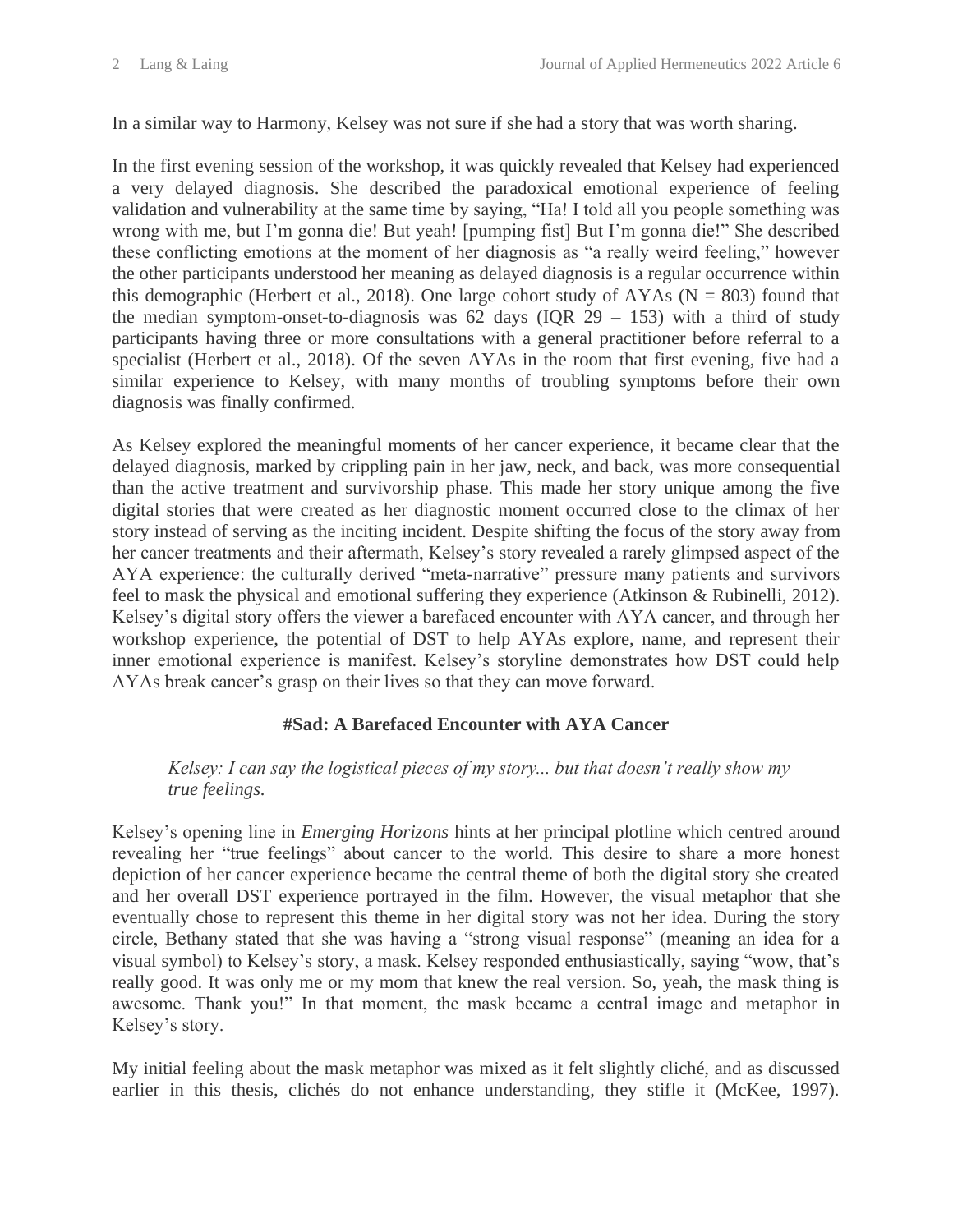In a similar way to Harmony, Kelsey was not sure if she had a story that was worth sharing.

In the first evening session of the workshop, it was quickly revealed that Kelsey had experienced a very delayed diagnosis. She described the paradoxical emotional experience of feeling validation and vulnerability at the same time by saying, "Ha! I told all you people something was wrong with me, but I'm gonna die! But yeah! [pumping fist] But I'm gonna die!" She described these conflicting emotions at the moment of her diagnosis as "a really weird feeling," however the other participants understood her meaning as delayed diagnosis is a regular occurrence within this demographic (Herbert et al., 2018). One large cohort study of AYAs (N = 803) found that the median symptom-onset-to-diagnosis was 62 days (IQR 29 – 153) with a third of study participants having three or more consultations with a general practitioner before referral to a specialist (Herbert et al., 2018). Of the seven AYAs in the room that first evening, five had a similar experience to Kelsey, with many months of troubling symptoms before their own diagnosis was finally confirmed.

As Kelsey explored the meaningful moments of her cancer experience, it became clear that the delayed diagnosis, marked by crippling pain in her jaw, neck, and back, was more consequential than the active treatment and survivorship phase. This made her story unique among the five digital stories that were created as her diagnostic moment occurred close to the climax of her story instead of serving as the inciting incident. Despite shifting the focus of the story away from her cancer treatments and their aftermath, Kelsey's story revealed a rarely glimpsed aspect of the AYA experience: the culturally derived "meta-narrative" pressure many patients and survivors feel to mask the physical and emotional suffering they experience (Atkinson & Rubinelli, 2012). Kelsey's digital story offers the viewer a barefaced encounter with AYA cancer, and through her workshop experience, the potential of DST to help AYAs explore, name, and represent their inner emotional experience is manifest. Kelsey's storyline demonstrates how DST could help AYAs break cancer's grasp on their lives so that they can move forward.

## #Sad: A Barefaced Encounter with AYA Cancer

> *Kelsey: I can say the logistical pieces of my story... but that doesn't really show my true feelings.*

Kelsey's opening line in *Emerging Horizons* hints at her principal plotline which centred around revealing her "true feelings" about cancer to the world. This desire to share a more honest depiction of her cancer experience became the central theme of both the digital story she created and her overall DST experience portrayed in the film. However, the visual metaphor that she eventually chose to represent this theme in her digital story was not her idea. During the story circle, Bethany stated that she was having a "strong visual response" (meaning an idea for a visual symbol) to Kelsey's story, a mask. Kelsey responded enthusiastically, saying "wow, that's really good. It was only me or my mom that knew the real version. So, yeah, the mask thing is awesome. Thank you!" In that moment, the mask became a central image and metaphor in Kelsey's story.

My initial feeling about the mask metaphor was mixed as it felt slightly cliché, and as discussed earlier in this thesis, clichés do not enhance understanding, they stifle it (McKee, 1997).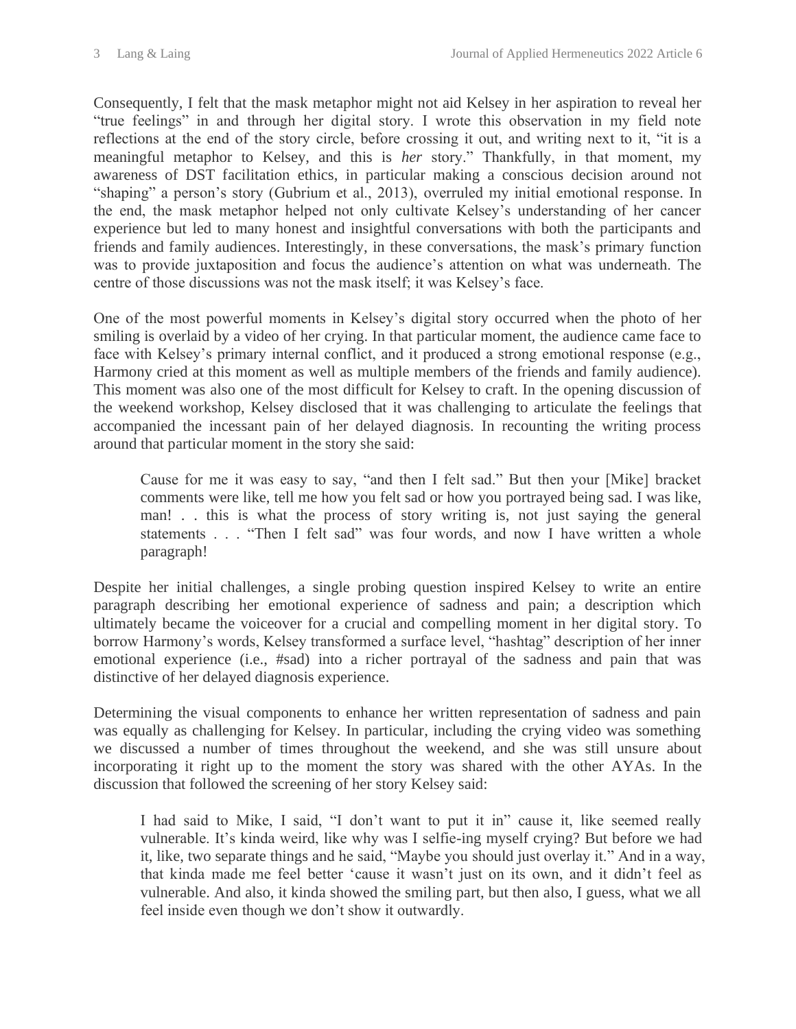Consequently, I felt that the mask metaphor might not aid Kelsey in her aspiration to reveal her "true feelings" in and through her digital story. I wrote this observation in my field note reflections at the end of the story circle, before crossing it out, and writing next to it, "it is a meaningful metaphor to Kelsey, and this is *her* story." Thankfully, in that moment, my awareness of DST facilitation ethics, in particular making a conscious decision around not "shaping" a person's story (Gubrium et al., 2013), overruled my initial emotional response. In the end, the mask metaphor helped not only cultivate Kelsey's understanding of her cancer experience but led to many honest and insightful conversations with both the participants and friends and family audiences. Interestingly, in these conversations, the mask's primary function was to provide juxtaposition and focus the audience's attention on what was underneath. The centre of those discussions was not the mask itself; it was Kelsey's face.

One of the most powerful moments in Kelsey's digital story occurred when the photo of her smiling is overlaid by a video of her crying. In that particular moment, the audience came face to face with Kelsey's primary internal conflict, and it produced a strong emotional response (e.g., Harmony cried at this moment as well as multiple members of the friends and family audience). This moment was also one of the most difficult for Kelsey to craft. In the opening discussion of the weekend workshop, Kelsey disclosed that it was challenging to articulate the feelings that accompanied the incessant pain of her delayed diagnosis. In recounting the writing process around that particular moment in the story she said:

> Cause for me it was easy to say, "and then I felt sad." But then your [Mike] bracket comments were like, tell me how you felt sad or how you portrayed being sad. I was like, man! . . this is what the process of story writing is, not just saying the general statements . . . "Then I felt sad" was four words, and now I have written a whole paragraph!

Despite her initial challenges, a single probing question inspired Kelsey to write an entire paragraph describing her emotional experience of sadness and pain; a description which ultimately became the voiceover for a crucial and compelling moment in her digital story. To borrow Harmony's words, Kelsey transformed a surface level, "hashtag" description of her inner emotional experience (i.e., #sad) into a richer portrayal of the sadness and pain that was distinctive of her delayed diagnosis experience.

Determining the visual components to enhance her written representation of sadness and pain was equally as challenging for Kelsey. In particular, including the crying video was something we discussed a number of times throughout the weekend, and she was still unsure about incorporating it right up to the moment the story was shared with the other AYAs. In the discussion that followed the screening of her story Kelsey said:

> I had said to Mike, I said, "I don't want to put it in" cause it, like seemed really vulnerable. It's kinda weird, like why was I selfie-ing myself crying? But before we had it, like, two separate things and he said, "Maybe you should just overlay it." And in a way, that kinda made me feel better 'cause it wasn't just on its own, and it didn't feel as vulnerable. And also, it kinda showed the smiling part, but then also, I guess, what we all feel inside even though we don't show it outwardly.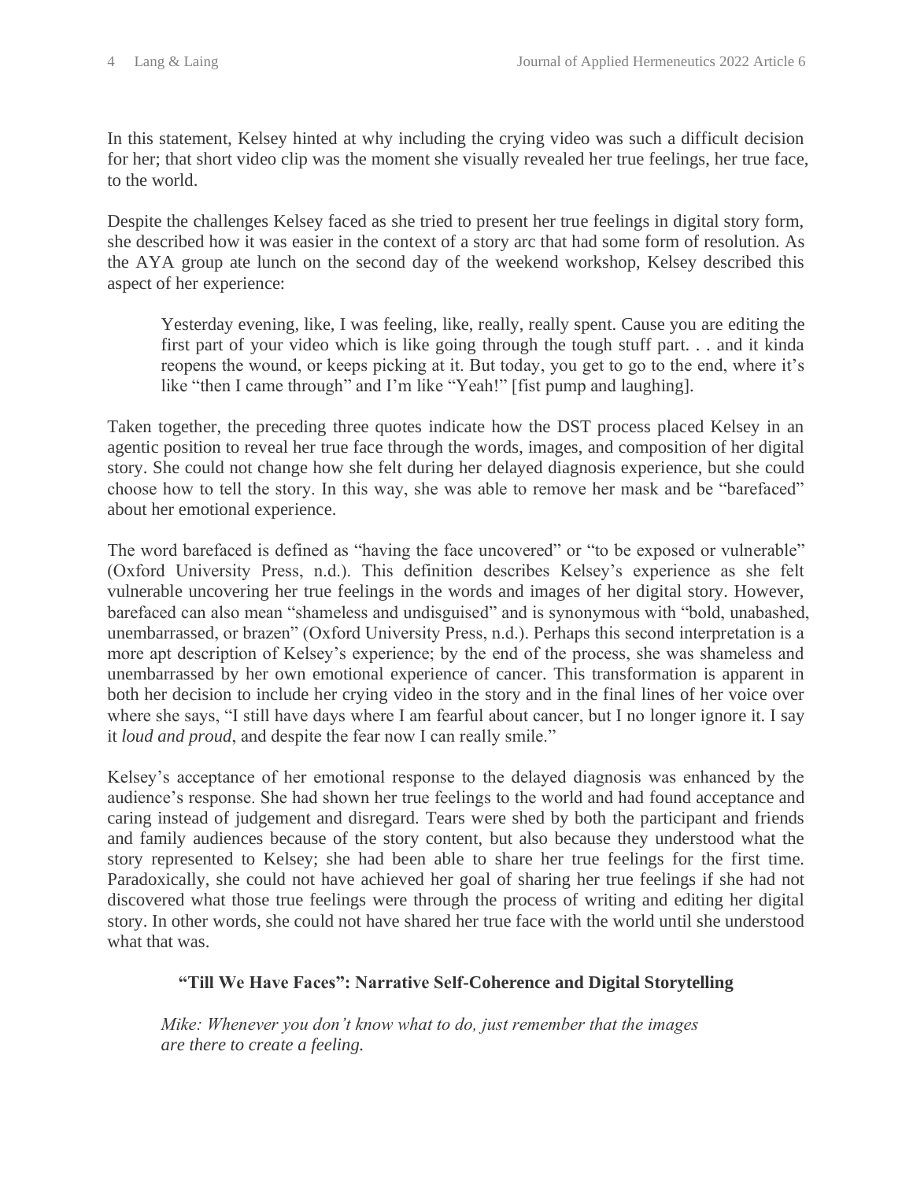In this statement, Kelsey hinted at why including the crying video was such a difficult decision for her; that short video clip was the moment she visually revealed her true feelings, her true face, to the world.

Despite the challenges Kelsey faced as she tried to present her true feelings in digital story form, she described how it was easier in the context of a story arc that had some form of resolution. As the AYA group ate lunch on the second day of the weekend workshop, Kelsey described this aspect of her experience:

> Yesterday evening, like, I was feeling, like, really, really spent. Cause you are editing the first part of your video which is like going through the tough stuff part. . . and it kinda reopens the wound, or keeps picking at it. But today, you get to go to the end, where it's like "then I came through" and I'm like "Yeah!" [fist pump and laughing].

Taken together, the preceding three quotes indicate how the DST process placed Kelsey in an agentic position to reveal her true face through the words, images, and composition of her digital story. She could not change how she felt during her delayed diagnosis experience, but she could choose how to tell the story. In this way, she was able to remove her mask and be "barefaced" about her emotional experience.

The word barefaced is defined as "having the face uncovered" or "to be exposed or vulnerable" (Oxford University Press, n.d.). This definition describes Kelsey's experience as she felt vulnerable uncovering her true feelings in the words and images of her digital story. However, barefaced can also mean "shameless and undisguised" and is synonymous with "bold, unabashed, unembarrassed, or brazen" (Oxford University Press, n.d.). Perhaps this second interpretation is a more apt description of Kelsey's experience; by the end of the process, she was shameless and unembarrassed by her own emotional experience of cancer. This transformation is apparent in both her decision to include her crying video in the story and in the final lines of her voice over where she says, "I still have days where I am fearful about cancer, but I no longer ignore it. I say it *loud and proud*, and despite the fear now I can really smile."

Kelsey's acceptance of her emotional response to the delayed diagnosis was enhanced by the audience's response. She had shown her true feelings to the world and had found acceptance and caring instead of judgement and disregard. Tears were shed by both the participant and friends and family audiences because of the story content, but also because they understood what the story represented to Kelsey; she had been able to share her true feelings for the first time. Paradoxically, she could not have achieved her goal of sharing her true feelings if she had not discovered what those true feelings were through the process of writing and editing her digital story. In other words, she could not have shared her true face with the world until she understood what that was.

## "Till We Have Faces": Narrative Self-Coherence and Digital Storytelling

> *Mike: Whenever you don't know what to do, just remember that the images are there to create a feeling.*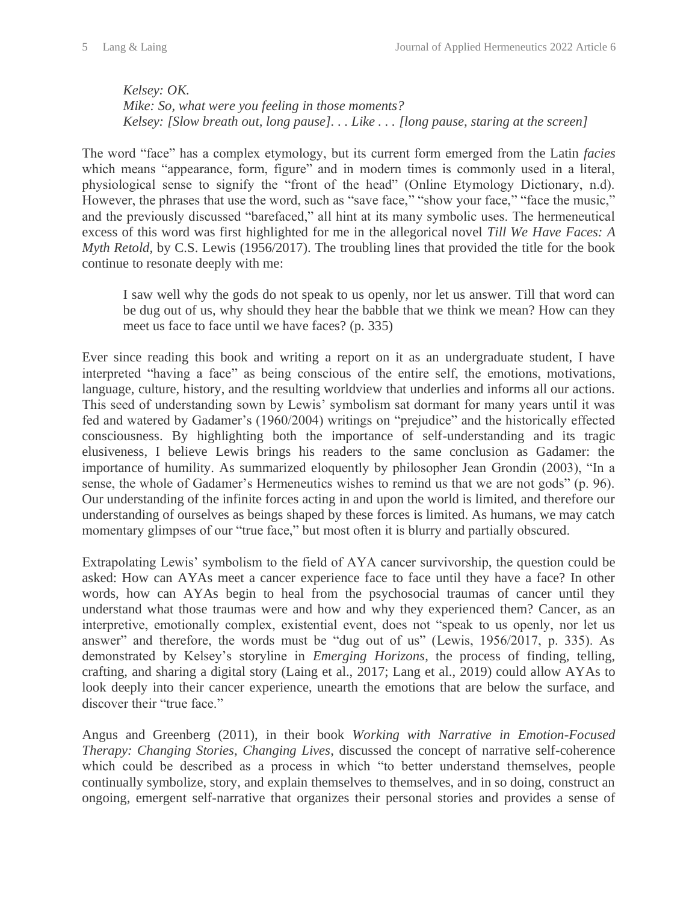*Kelsey: OK.*
*Mike: So, what were you feeling in those moments?*
*Kelsey: [Slow breath out, long pause]. . . Like . . . [long pause, staring at the screen]*

The word "face" has a complex etymology, but its current form emerged from the Latin *facies* which means "appearance, form, figure" and in modern times is commonly used in a literal, physiological sense to signify the "front of the head" (Online Etymology Dictionary, n.d). However, the phrases that use the word, such as "save face," "show your face," "face the music," and the previously discussed "barefaced," all hint at its many symbolic uses. The hermeneutical excess of this word was first highlighted for me in the allegorical novel *Till We Have Faces: A Myth Retold*, by C.S. Lewis (1956/2017). The troubling lines that provided the title for the book continue to resonate deeply with me:

> I saw well why the gods do not speak to us openly, nor let us answer. Till that word can be dug out of us, why should they hear the babble that we think we mean? How can they meet us face to face until we have faces? (p. 335)

Ever since reading this book and writing a report on it as an undergraduate student, I have interpreted "having a face" as being conscious of the entire self, the emotions, motivations, language, culture, history, and the resulting worldview that underlies and informs all our actions. This seed of understanding sown by Lewis' symbolism sat dormant for many years until it was fed and watered by Gadamer's (1960/2004) writings on "prejudice" and the historically effected consciousness. By highlighting both the importance of self-understanding and its tragic elusiveness, I believe Lewis brings his readers to the same conclusion as Gadamer: the importance of humility. As summarized eloquently by philosopher Jean Grondin (2003), "In a sense, the whole of Gadamer's Hermeneutics wishes to remind us that we are not gods" (p. 96). Our understanding of the infinite forces acting in and upon the world is limited, and therefore our understanding of ourselves as beings shaped by these forces is limited. As humans, we may catch momentary glimpses of our "true face," but most often it is blurry and partially obscured.

Extrapolating Lewis' symbolism to the field of AYA cancer survivorship, the question could be asked: How can AYAs meet a cancer experience face to face until they have a face? In other words, how can AYAs begin to heal from the psychosocial traumas of cancer until they understand what those traumas were and how and why they experienced them? Cancer, as an interpretive, emotionally complex, existential event, does not "speak to us openly, nor let us answer" and therefore, the words must be "dug out of us" (Lewis, 1956/2017, p. 335). As demonstrated by Kelsey's storyline in *Emerging Horizons*, the process of finding, telling, crafting, and sharing a digital story (Laing et al., 2017; Lang et al., 2019) could allow AYAs to look deeply into their cancer experience, unearth the emotions that are below the surface, and discover their "true face."

Angus and Greenberg (2011), in their book *Working with Narrative in Emotion-Focused Therapy: Changing Stories, Changing Lives*, discussed the concept of narrative self-coherence which could be described as a process in which "to better understand themselves, people continually symbolize, story, and explain themselves to themselves, and in so doing, construct an ongoing, emergent self-narrative that organizes their personal stories and provides a sense of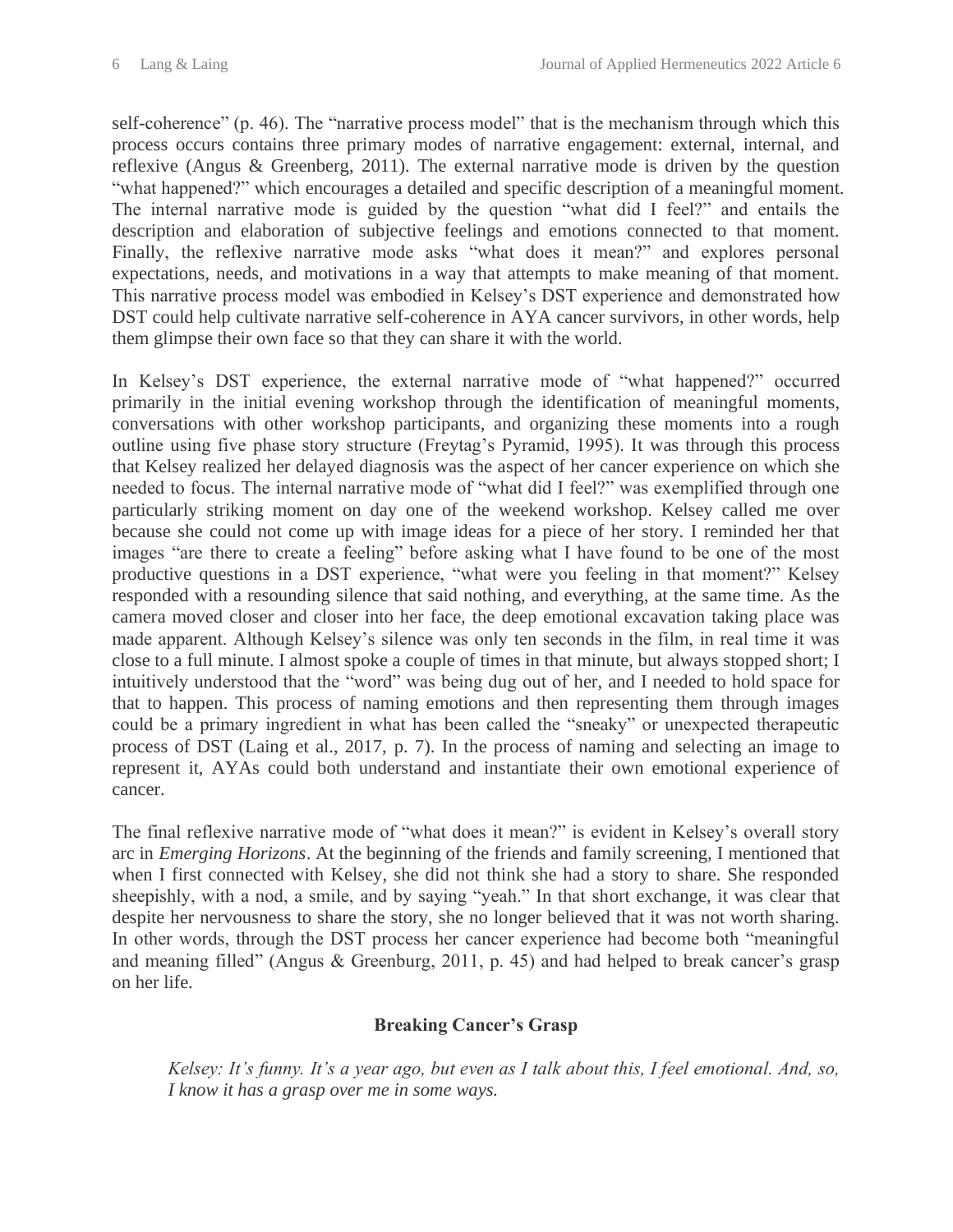self-coherence" (p. 46). The "narrative process model" that is the mechanism through which this process occurs contains three primary modes of narrative engagement: external, internal, and reflexive (Angus & Greenberg, 2011). The external narrative mode is driven by the question "what happened?" which encourages a detailed and specific description of a meaningful moment. The internal narrative mode is guided by the question "what did I feel?" and entails the description and elaboration of subjective feelings and emotions connected to that moment. Finally, the reflexive narrative mode asks "what does it mean?" and explores personal expectations, needs, and motivations in a way that attempts to make meaning of that moment. This narrative process model was embodied in Kelsey's DST experience and demonstrated how DST could help cultivate narrative self-coherence in AYA cancer survivors, in other words, help them glimpse their own face so that they can share it with the world.

In Kelsey's DST experience, the external narrative mode of "what happened?" occurred primarily in the initial evening workshop through the identification of meaningful moments, conversations with other workshop participants, and organizing these moments into a rough outline using five phase story structure (Freytag's Pyramid, 1995). It was through this process that Kelsey realized her delayed diagnosis was the aspect of her cancer experience on which she needed to focus. The internal narrative mode of "what did I feel?" was exemplified through one particularly striking moment on day one of the weekend workshop. Kelsey called me over because she could not come up with image ideas for a piece of her story. I reminded her that images "are there to create a feeling" before asking what I have found to be one of the most productive questions in a DST experience, "what were you feeling in that moment?" Kelsey responded with a resounding silence that said nothing, and everything, at the same time. As the camera moved closer and closer into her face, the deep emotional excavation taking place was made apparent. Although Kelsey's silence was only ten seconds in the film, in real time it was close to a full minute. I almost spoke a couple of times in that minute, but always stopped short; I intuitively understood that the "word" was being dug out of her, and I needed to hold space for that to happen. This process of naming emotions and then representing them through images could be a primary ingredient in what has been called the "sneaky" or unexpected therapeutic process of DST (Laing et al., 2017, p. 7). In the process of naming and selecting an image to represent it, AYAs could both understand and instantiate their own emotional experience of cancer.

The final reflexive narrative mode of "what does it mean?" is evident in Kelsey's overall story arc in *Emerging Horizons*. At the beginning of the friends and family screening, I mentioned that when I first connected with Kelsey, she did not think she had a story to share. She responded sheepishly, with a nod, a smile, and by saying "yeah." In that short exchange, it was clear that despite her nervousness to share the story, she no longer believed that it was not worth sharing. In other words, through the DST process her cancer experience had become both "meaningful and meaning filled" (Angus & Greenburg, 2011, p. 45) and had helped to break cancer's grasp on her life.

## Breaking Cancer's Grasp

> *Kelsey: It's funny. It's a year ago, but even as I talk about this, I feel emotional. And, so, I know it has a grasp over me in some ways.*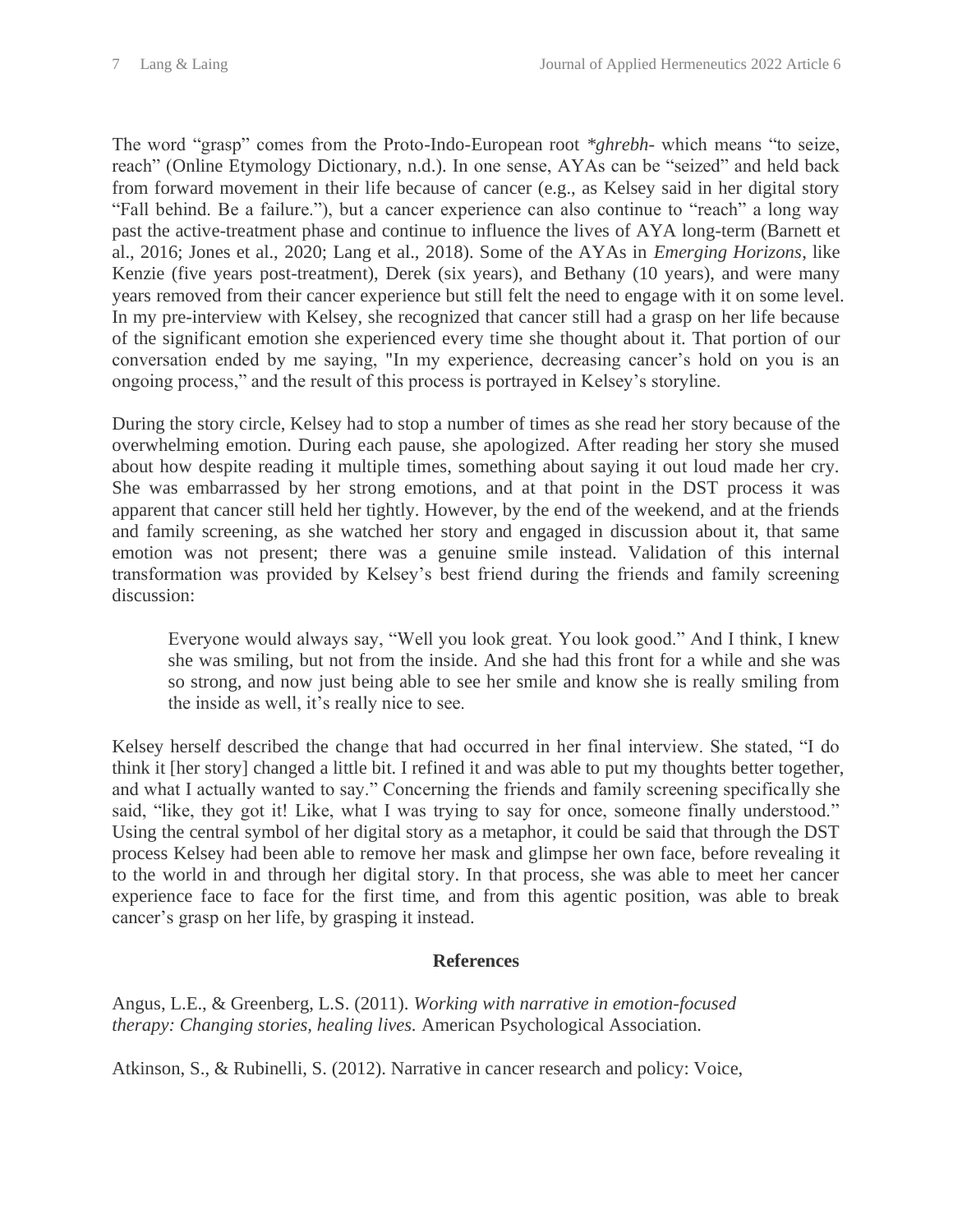The word "grasp" comes from the Proto-Indo-European root *\*ghrebh-* which means "to seize, reach" (Online Etymology Dictionary, n.d.). In one sense, AYAs can be "seized" and held back from forward movement in their life because of cancer (e.g., as Kelsey said in her digital story "Fall behind. Be a failure."), but a cancer experience can also continue to "reach" a long way past the active-treatment phase and continue to influence the lives of AYA long-term (Barnett et al., 2016; Jones et al., 2020; Lang et al., 2018). Some of the AYAs in *Emerging Horizons*, like Kenzie (five years post-treatment), Derek (six years), and Bethany (10 years), and were many years removed from their cancer experience but still felt the need to engage with it on some level. In my pre-interview with Kelsey, she recognized that cancer still had a grasp on her life because of the significant emotion she experienced every time she thought about it. That portion of our conversation ended by me saying, "In my experience, decreasing cancer's hold on you is an ongoing process," and the result of this process is portrayed in Kelsey's storyline.

During the story circle, Kelsey had to stop a number of times as she read her story because of the overwhelming emotion. During each pause, she apologized. After reading her story she mused about how despite reading it multiple times, something about saying it out loud made her cry. She was embarrassed by her strong emotions, and at that point in the DST process it was apparent that cancer still held her tightly. However, by the end of the weekend, and at the friends and family screening, as she watched her story and engaged in discussion about it, that same emotion was not present; there was a genuine smile instead. Validation of this internal transformation was provided by Kelsey's best friend during the friends and family screening discussion:

> Everyone would always say, "Well you look great. You look good." And I think, I knew she was smiling, but not from the inside. And she had this front for a while and she was so strong, and now just being able to see her smile and know she is really smiling from the inside as well, it's really nice to see.

Kelsey herself described the change that had occurred in her final interview. She stated, "I do think it [her story] changed a little bit. I refined it and was able to put my thoughts better together, and what I actually wanted to say." Concerning the friends and family screening specifically she said, "like, they got it! Like, what I was trying to say for once, someone finally understood." Using the central symbol of her digital story as a metaphor, it could be said that through the DST process Kelsey had been able to remove her mask and glimpse her own face, before revealing it to the world in and through her digital story. In that process, she was able to meet her cancer experience face to face for the first time, and from this agentic position, was able to break cancer's grasp on her life, by grasping it instead.

## References

Angus, L.E., & Greenberg, L.S. (2011). *Working with narrative in emotion-focused therapy: Changing stories, healing lives.* American Psychological Association.

Atkinson, S., & Rubinelli, S. (2012). Narrative in cancer research and policy: Voice,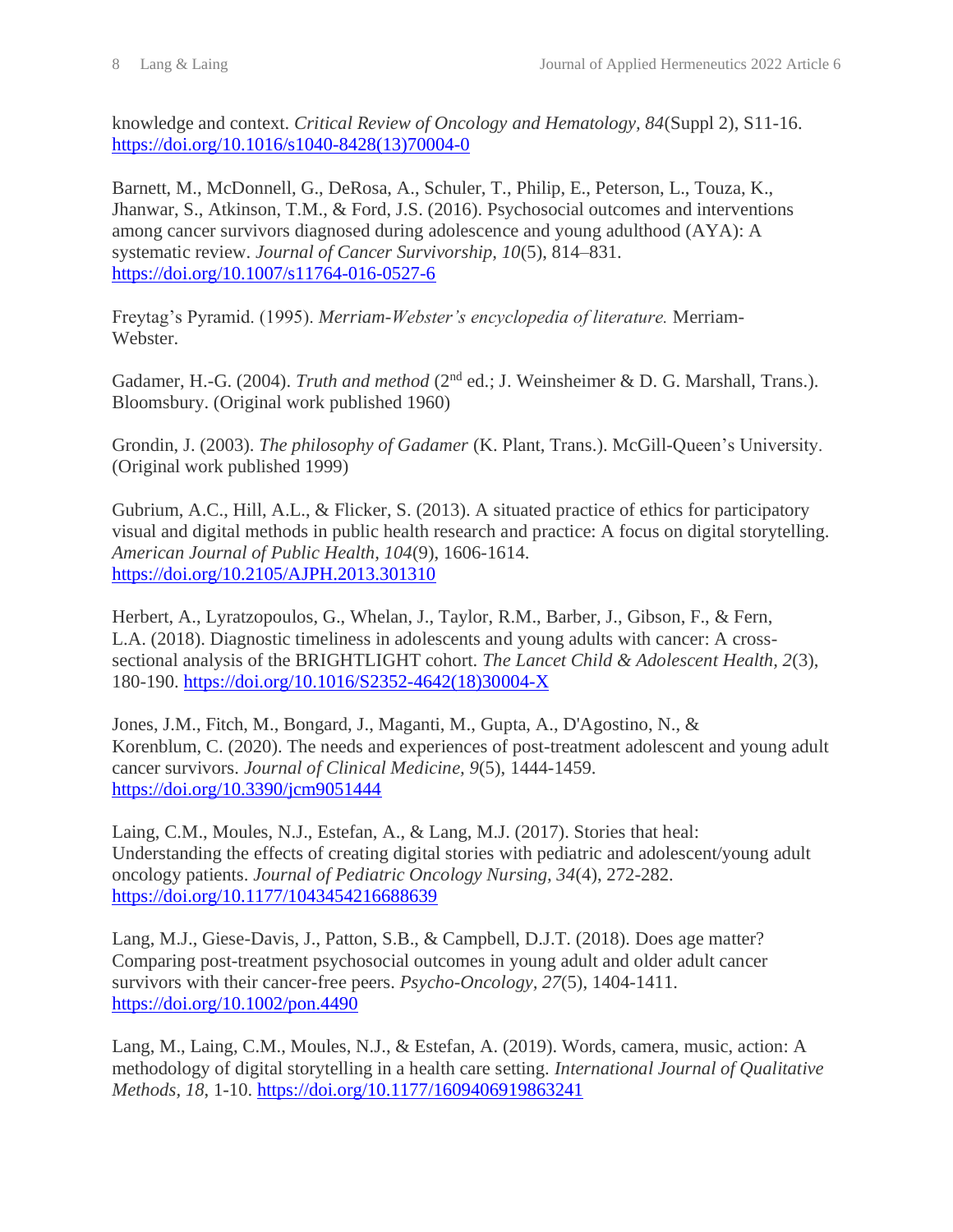knowledge and context. *Critical Review of Oncology and Hematology, 84*(Suppl 2), S11-16. https://doi.org/10.1016/s1040-8428(13)70004-0

Barnett, M., McDonnell, G., DeRosa, A., Schuler, T., Philip, E., Peterson, L., Touza, K., Jhanwar, S., Atkinson, T.M., & Ford, J.S. (2016). Psychosocial outcomes and interventions among cancer survivors diagnosed during adolescence and young adulthood (AYA): A systematic review. *Journal of Cancer Survivorship, 10*(5), 814–831. https://doi.org/10.1007/s11764-016-0527-6

Freytag's Pyramid. (1995). *Merriam-Webster's encyclopedia of literature.* Merriam-Webster.

Gadamer, H.-G. (2004). *Truth and method* (2nd ed.; J. Weinsheimer & D. G. Marshall, Trans.). Bloomsbury. (Original work published 1960)

Grondin, J. (2003). *The philosophy of Gadamer* (K. Plant, Trans.). McGill-Queen's University. (Original work published 1999)

Gubrium, A.C., Hill, A.L., & Flicker, S. (2013). A situated practice of ethics for participatory visual and digital methods in public health research and practice: A focus on digital storytelling. *American Journal of Public Health*, *104*(9), 1606-1614. https://doi.org/10.2105/AJPH.2013.301310

Herbert, A., Lyratzopoulos, G., Whelan, J., Taylor, R.M., Barber, J., Gibson, F., & Fern, L.A. (2018). Diagnostic timeliness in adolescents and young adults with cancer: A cross-sectional analysis of the BRIGHTLIGHT cohort. *The Lancet Child & Adolescent Health, 2*(3), 180-190. https://doi.org/10.1016/S2352-4642(18)30004-X

Jones, J.M., Fitch, M., Bongard, J., Maganti, M., Gupta, A., D'Agostino, N., & Korenblum, C. (2020). The needs and experiences of post-treatment adolescent and young adult cancer survivors. *Journal of Clinical Medicine, 9*(5), 1444-1459. https://doi.org/10.3390/jcm9051444

Laing, C.M., Moules, N.J., Estefan, A., & Lang, M.J. (2017). Stories that heal: Understanding the effects of creating digital stories with pediatric and adolescent/young adult oncology patients. *Journal of Pediatric Oncology Nursing, 34*(4), 272-282. https://doi.org/10.1177/1043454216688639

Lang, M.J., Giese-Davis, J., Patton, S.B., & Campbell, D.J.T. (2018). Does age matter? Comparing post-treatment psychosocial outcomes in young adult and older adult cancer survivors with their cancer-free peers. *Psycho-Oncology, 27*(5), 1404-1411. https://doi.org/10.1002/pon.4490

Lang, M., Laing, C.M., Moules, N.J., & Estefan, A. (2019). Words, camera, music, action: A methodology of digital storytelling in a health care setting. *International Journal of Qualitative Methods, 18,* 1-10. https://doi.org/10.1177/1609406919863241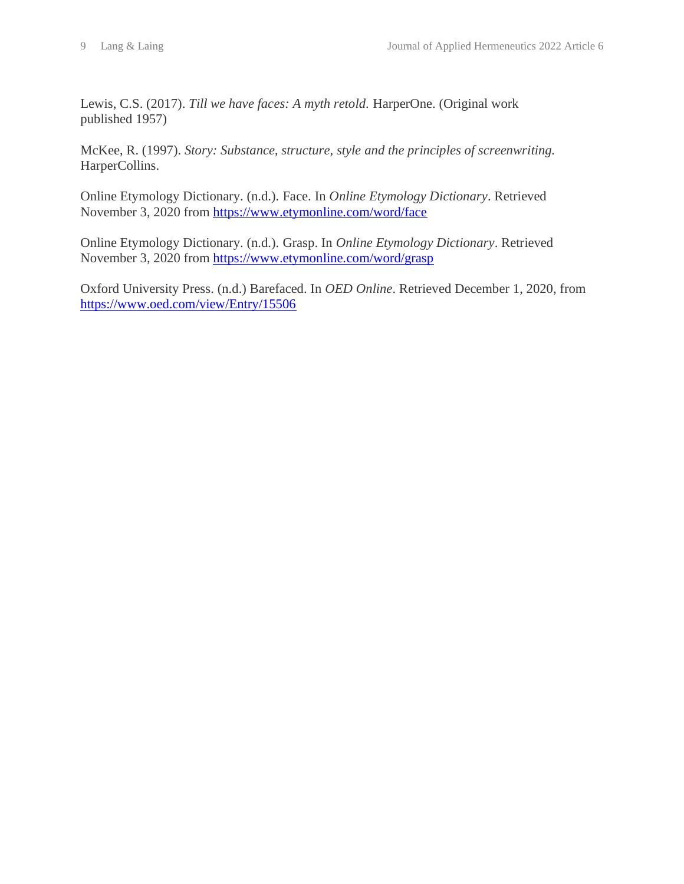Lewis, C.S. (2017). *Till we have faces: A myth retold.* HarperOne. (Original work published 1957)

McKee, R. (1997). *Story: Substance, structure, style and the principles of screenwriting.* HarperCollins.

Online Etymology Dictionary. (n.d.). Face. In *Online Etymology Dictionary*. Retrieved November 3, 2020 from https://www.etymonline.com/word/face

Online Etymology Dictionary. (n.d.). Grasp. In *Online Etymology Dictionary*. Retrieved November 3, 2020 from https://www.etymonline.com/word/grasp

Oxford University Press. (n.d.) Barefaced. In *OED Online*. Retrieved December 1, 2020, from https://www.oed.com/view/Entry/15506